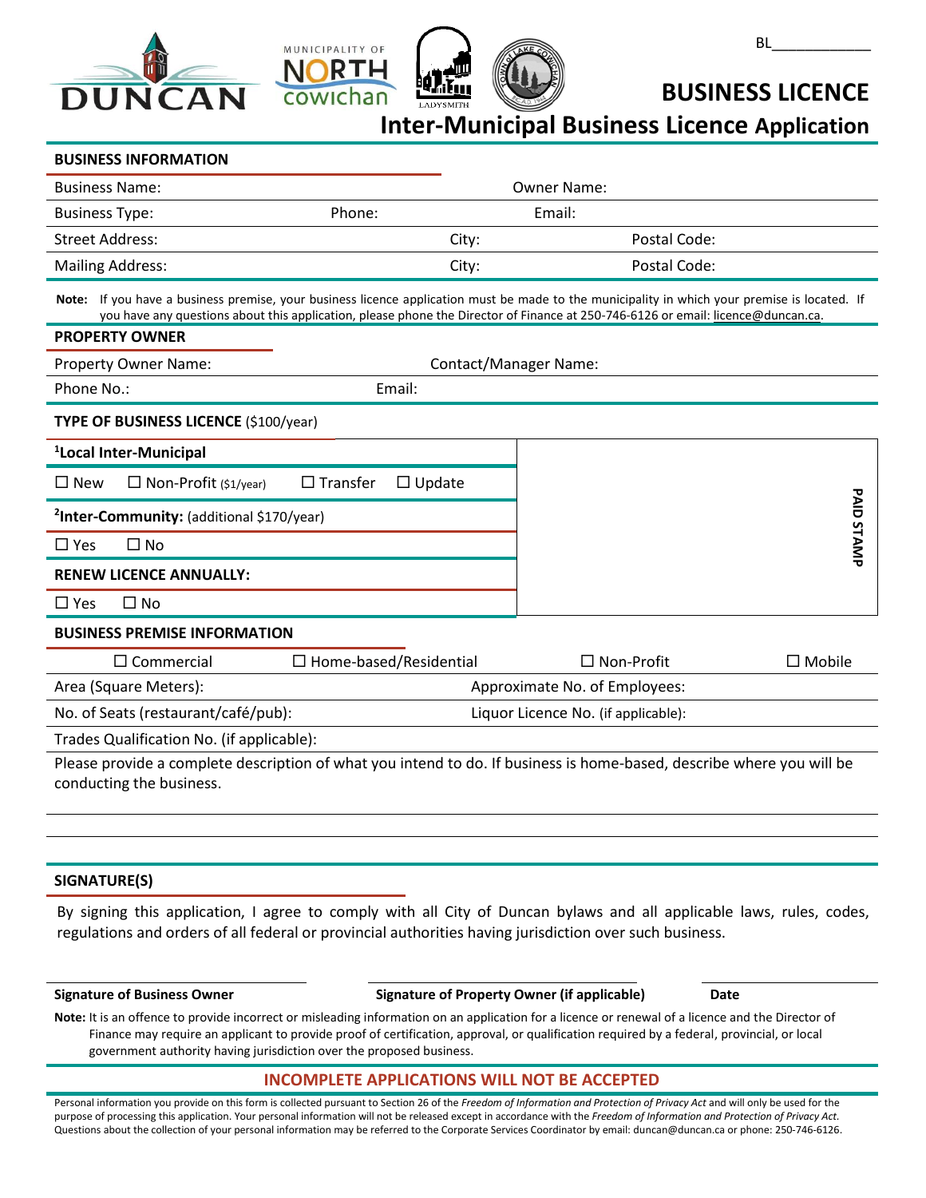BL____________

# BUSINESS LICENCE

## Inter-Municipal Business Licence Application

### BUSINESS INFORMATION

| | | |
|---|---|---|
| Business Name: | | Owner Name: |
| Business Type: | Phone: | Email: |
| Street Address: | City: | Postal Code: |
| Mailing Address: | City: | Postal Code: |

**Note:** If you have a business premise, your business licence application must be made to the municipality in which your premise is located. If you have any questions about this application, please phone the Director of Finance at 250-746-6126 or email: licence@duncan.ca.

### PROPERTY OWNER

| | |
|---|---|
| Property Owner Name: | Contact/Manager Name: |
| Phone No.: | Email: |

### TYPE OF BUSINESS LICENCE ($100/year)

**[1]Local Inter-Municipal**

☐ New ☐ Non-Profit ($1/year) ☐ Transfer ☐ Update

**[2]Inter-Community:** (additional $170/year)

☐ Yes ☐ No

**RENEW LICENCE ANNUALLY:**

☐ Yes ☐ No

PAID STAMP

### BUSINESS PREMISE INFORMATION

☐ Commercial ☐ Home-based/Residential ☐ Non-Profit ☐ Mobile

| | |
|---|---|
| Area (Square Meters): | Approximate No. of Employees: |
| No. of Seats (restaurant/café/pub): | Liquor Licence No. (if applicable): |
| Trades Qualification No. (if applicable): | |

Please provide a complete description of what you intend to do. If business is home-based, describe where you will be conducting the business.

### SIGNATURE(S)

By signing this application, I agree to comply with all City of Duncan bylaws and all applicable laws, rules, codes, regulations and orders of all federal or provincial authorities having jurisdiction over such business.

**Signature of Business Owner** **Signature of Property Owner (if applicable)** **Date**

**Note:** It is an offence to provide incorrect or misleading information on an application for a licence or renewal of a licence and the Director of Finance may require an applicant to provide proof of certification, approval, or qualification required by a federal, provincial, or local government authority having jurisdiction over the proposed business.

**INCOMPLETE APPLICATIONS WILL NOT BE ACCEPTED**

Personal information you provide on this form is collected pursuant to Section 26 of the *Freedom of Information and Protection of Privacy Act* and will only be used for the purpose of processing this application. Your personal information will not be released except in accordance with the *Freedom of Information and Protection of Privacy Act*. Questions about the collection of your personal information may be referred to the Corporate Services Coordinator by email: duncan@duncan.ca or phone: 250-746-6126.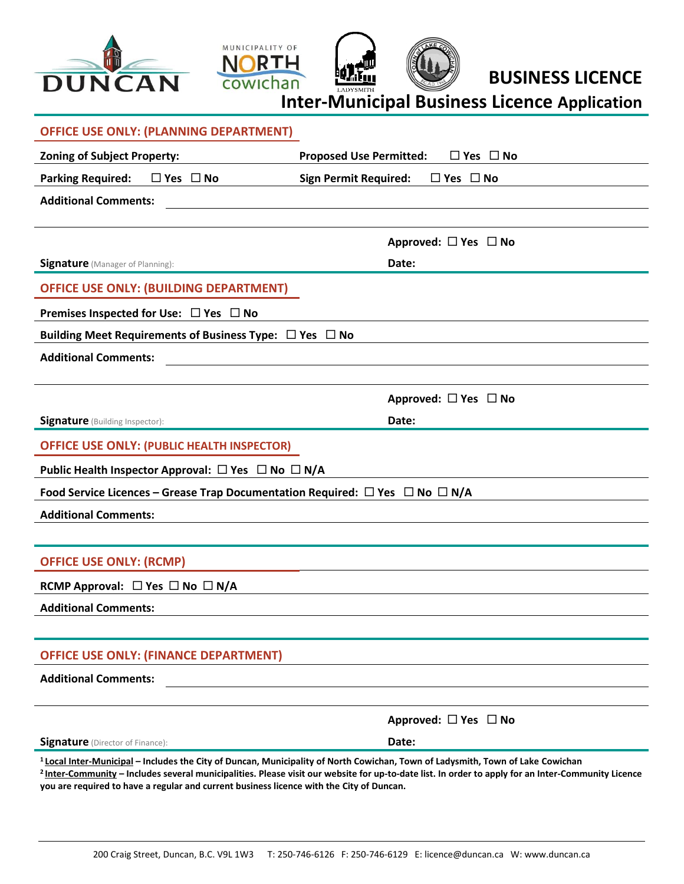# BUSINESS LICENCE

## Inter-Municipal Business Licence Application

### OFFICE USE ONLY: (PLANNING DEPARTMENT)

**Zoning of Subject Property:** **Proposed Use Permitted:** ☐ Yes ☐ No

**Parking Required:** ☐ Yes ☐ No **Sign Permit Required:** ☐ Yes ☐ No

**Additional Comments:**

**Approved:** ☐ Yes ☐ No

**Signature** (Manager of Planning): **Date:**

### OFFICE USE ONLY: (BUILDING DEPARTMENT)

**Premises Inspected for Use:** ☐ Yes ☐ No

**Building Meet Requirements of Business Type:** ☐ Yes ☐ No

**Additional Comments:**

**Approved:** ☐ Yes ☐ No

**Signature** (Building Inspector): **Date:**

### OFFICE USE ONLY: (PUBLIC HEALTH INSPECTOR)

**Public Health Inspector Approval:** ☐ Yes ☐ No ☐ N/A

**Food Service Licences – Grease Trap Documentation Required:** ☐ Yes ☐ No ☐ N/A

**Additional Comments:**

### OFFICE USE ONLY: (RCMP)

**RCMP Approval:** ☐ Yes ☐ No ☐ N/A

**Additional Comments:**

### OFFICE USE ONLY: (FINANCE DEPARTMENT)

**Additional Comments:**

**Approved:** ☐ Yes ☐ No

**Signature** (Director of Finance): **Date:**

[1] **Local Inter-Municipal – Includes the City of Duncan, Municipality of North Cowichan, Town of Ladysmith, Town of Lake Cowichan**
[2] **Inter-Community – Includes several municipalities. Please visit our website for up-to-date list. In order to apply for an Inter-Community Licence you are required to have a regular and current business licence with the City of Duncan.**

200 Craig Street, Duncan, B.C. V9L 1W3 T: 250-746-6126 F: 250-746-6129 E: licence@duncan.ca W: www.duncan.ca